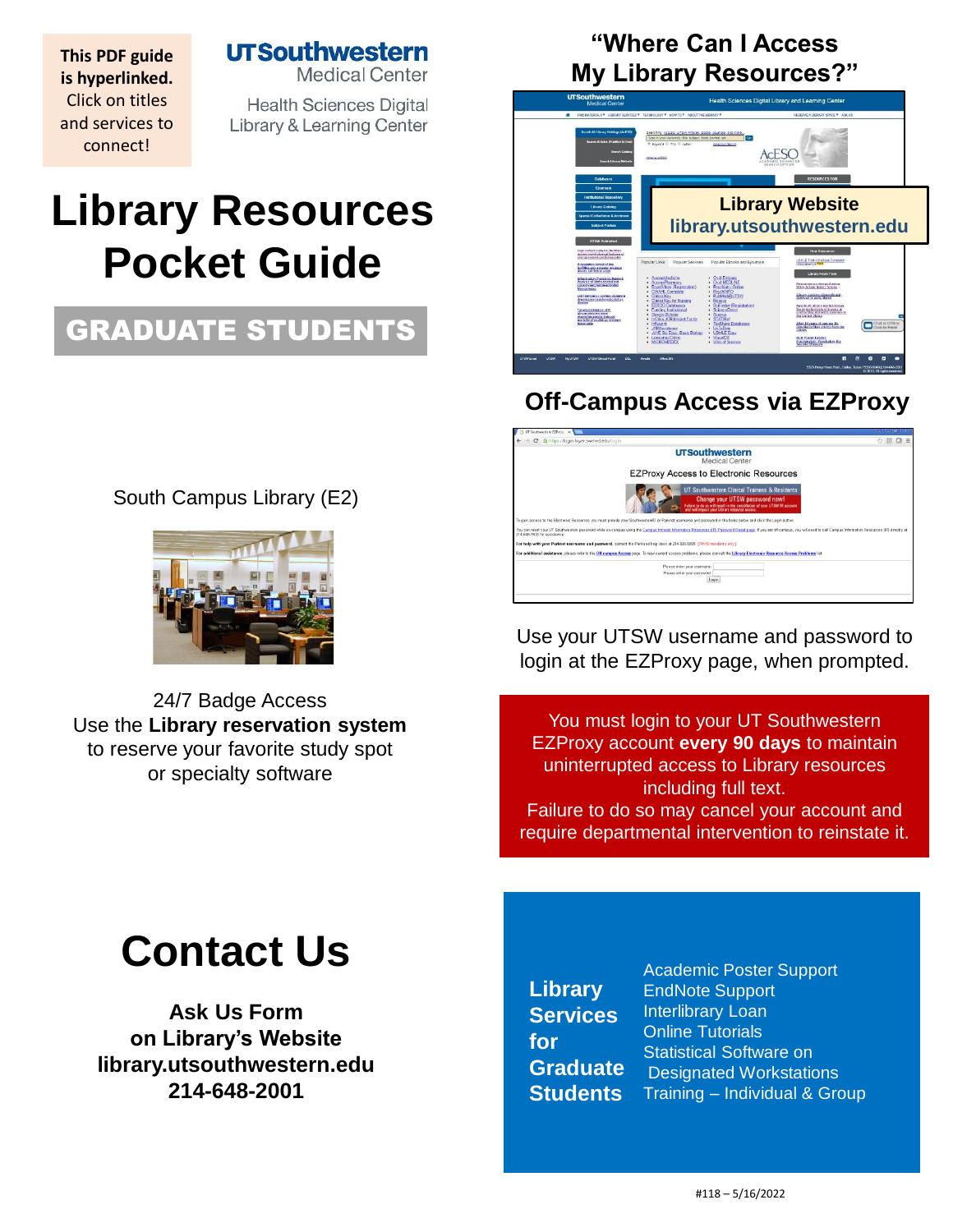**This PDF guide is hyperlinked.** Click on titles and services to connect!

UTSouthwestern Medical Center

Health Sciences Digital Library & Learning Center

# Library Resources Pocket Guide

## GRADUATE STUDENTS

South Campus Library (E2)

24/7 Badge Access

Use the **Library reservation system** to reserve your favorite study spot or specialty software

## "Where Can I Access My Library Resources?"

**Library Website**

**library.utsouthwestern.edu**

## Off-Campus Access via EZProxy

Use your UTSW username and password to login at the EZProxy page, when prompted.

You must login to your UT Southwestern EZProxy account **every 90 days** to maintain uninterrupted access to Library resources including full text.

Failure to do so may cancel your account and require departmental intervention to reinstate it.

# Contact Us

**Ask Us Form on Library's Website**

**library.utsouthwestern.edu**

**214-648-2001**

**Library Services for Graduate Students**

- Academic Poster Support
- EndNote Support
- Interlibrary Loan
- Online Tutorials
- Statistical Software on Designated Workstations
- Training – Individual & Group

#118 – 5/16/2022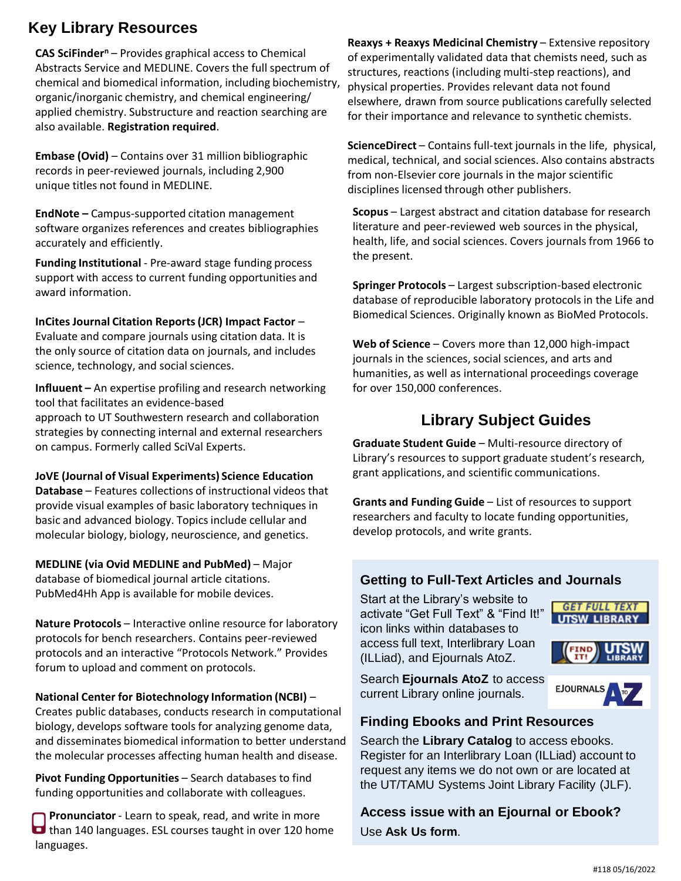## Key Library Resources

**CAS SciFinder$^n$** – Provides graphical access to Chemical Abstracts Service and MEDLINE. Covers the full spectrum of chemical and biomedical information, including biochemistry, organic/inorganic chemistry, and chemical engineering/applied chemistry. Substructure and reaction searching are also available. **Registration required**.

**Embase (Ovid)** – Contains over 31 million bibliographic records in peer-reviewed journals, including 2,900 unique titles not found in MEDLINE.

**EndNote –** Campus-supported citation management software organizes references and creates bibliographies accurately and efficiently.

**Funding Institutional** - Pre-award stage funding process support with access to current funding opportunities and award information.

**InCites Journal Citation Reports (JCR) Impact Factor** – Evaluate and compare journals using citation data. It is the only source of citation data on journals, and includes science, technology, and social sciences.

**Influuent –** An expertise profiling and research networking tool that facilitates an evidence-based approach to UT Southwestern research and collaboration strategies by connecting internal and external researchers on campus. Formerly called SciVal Experts.

**JoVE (Journal of Visual Experiments) Science Education Database** – Features collections of instructional videos that provide visual examples of basic laboratory techniques in basic and advanced biology. Topics include cellular and molecular biology, biology, neuroscience, and genetics.

**MEDLINE (via Ovid MEDLINE and PubMed)** – Major database of biomedical journal article citations. PubMed4Hh App is available for mobile devices.

**Nature Protocols** – Interactive online resource for laboratory protocols for bench researchers. Contains peer-reviewed protocols and an interactive "Protocols Network." Provides forum to upload and comment on protocols.

**National Center for Biotechnology Information (NCBI)** – Creates public databases, conducts research in computational biology, develops software tools for analyzing genome data, and disseminates biomedical information to better understand the molecular processes affecting human health and disease.

**Pivot Funding Opportunities** – Search databases to find funding opportunities and collaborate with colleagues.

**Pronunciator** - Learn to speak, read, and write in more than 140 languages. ESL courses taught in over 120 home languages.

**Reaxys + Reaxys Medicinal Chemistry** – Extensive repository of experimentally validated data that chemists need, such as structures, reactions (including multi-step reactions), and physical properties. Provides relevant data not found elsewhere, drawn from source publications carefully selected for their importance and relevance to synthetic chemists.

**ScienceDirect** – Contains full-text journals in the life, physical, medical, technical, and social sciences. Also contains abstracts from non-Elsevier core journals in the major scientific disciplines licensed through other publishers.

**Scopus** – Largest abstract and citation database for research literature and peer-reviewed web sources in the physical, health, life, and social sciences. Covers journals from 1966 to the present.

**Springer Protocols** – Largest subscription-based electronic database of reproducible laboratory protocols in the Life and Biomedical Sciences. Originally known as BioMed Protocols.

**Web of Science** – Covers more than 12,000 high-impact journals in the sciences, social sciences, and arts and humanities, as well as international proceedings coverage for over 150,000 conferences.

## Library Subject Guides

**Graduate Student Guide** – Multi-resource directory of Library's resources to support graduate student's research, grant applications, and scientific communications.

**Grants and Funding Guide** – List of resources to support researchers and faculty to locate funding opportunities, develop protocols, and write grants.

### Getting to Full-Text Articles and Journals

Start at the Library's website to activate "Get Full Text" & "Find It!" icon links within databases to access full text, Interlibrary Loan (ILLiad), and Ejournals AtoZ.

Search **Ejournals AtoZ** to access current Library online journals.

### Finding Ebooks and Print Resources

Search the **Library Catalog** to access ebooks. Register for an Interlibrary Loan (ILLiad) account to request any items we do not own or are located at the UT/TAMU Systems Joint Library Facility (JLF).

### Access issue with an Ejournal or Ebook?

Use **Ask Us form**.

#118 05/16/2022